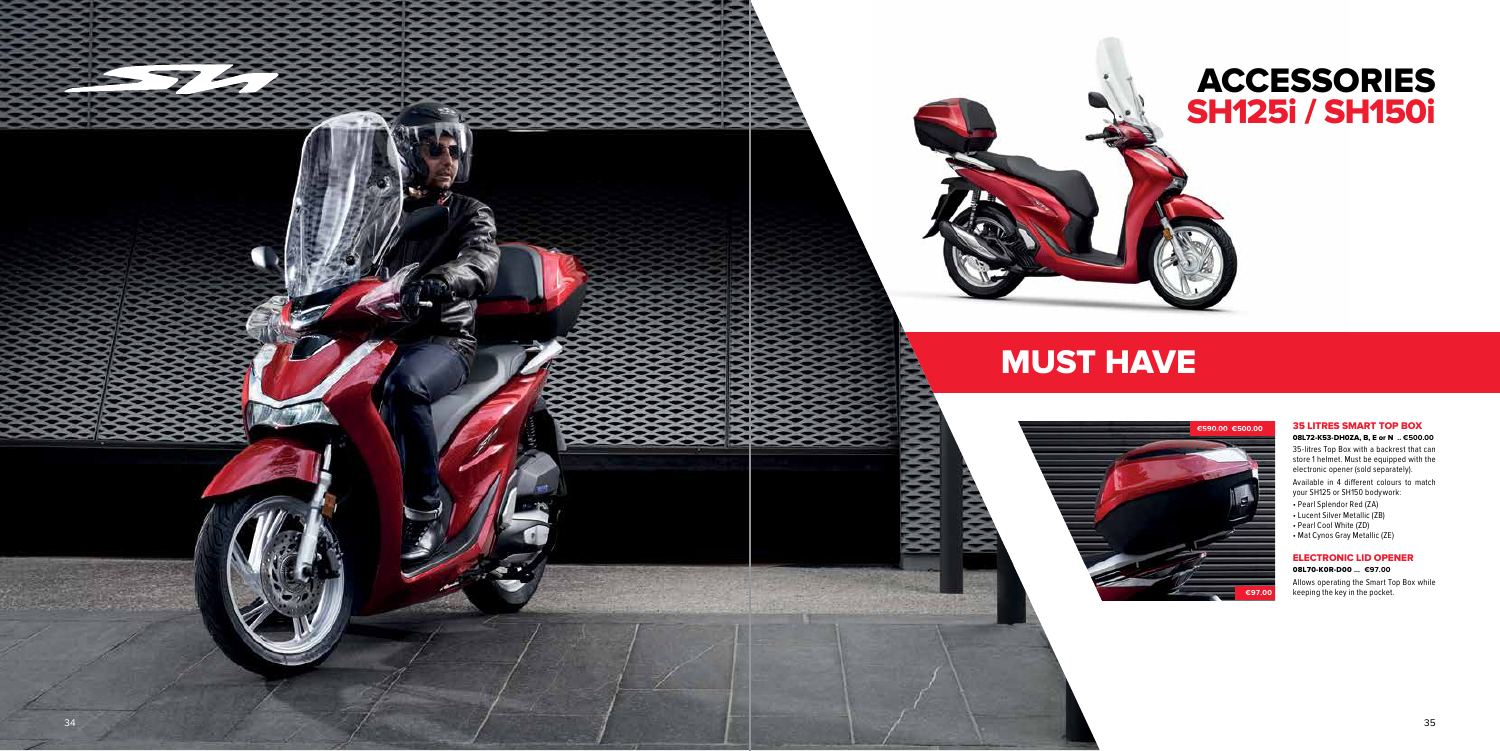# ACCESSORIES SH125i / SH150i

## MUST HAVE

€590.00 €500.00

€97.00

### 35 LITRES SMART TOP BOX

**08L72-K53-DH0ZA, B, E or N .. €500.00**

35-litres Top Box with a backrest that can store 1 helmet. Must be equipped with the electronic opener (sold separately).

Available in 4 different colours to match your SH125 or SH150 bodywork:

- Pearl Splendor Red (ZA)
- Lucent Silver Metallic (ZB)
- Pearl Cool White (ZD)
- Mat Cynos Gray Metallic (ZE)

### ELECTRONIC LID OPENER

**08L70-K0R-D00 ... €97.00**

Allows operating the Smart Top Box while keeping the key in the pocket.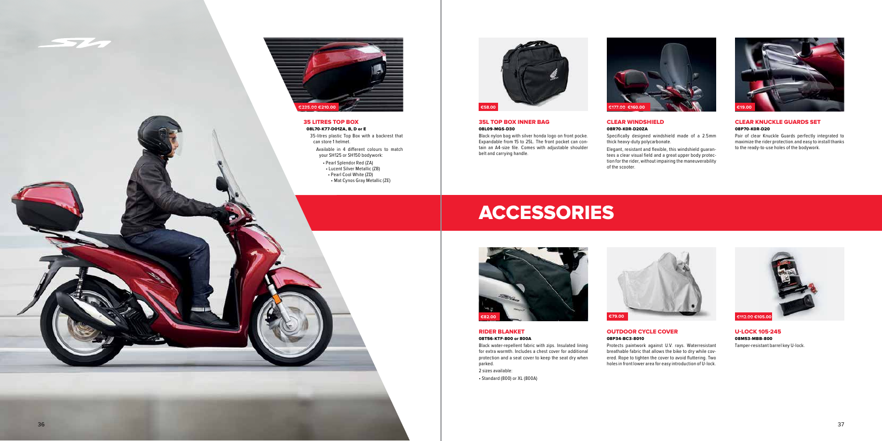# ACCESSORIES

### 35 LITRES TOP BOX

**08L70-K77-D01ZA, B, D or E**

€235.00 €210.00

35-litres plastic Top Box with a backrest that can store 1 helmet.

Available in 4 different colours to match your SH125 or SH150 bodywork:

- Pearl Splendor Red (ZA)
- Lucent Silver Metallic (ZB)
- Pearl Cool White (ZD)
- Mat Cynos Gray Metallic (ZE)

### 35L TOP BOX INNER BAG

**08L09-MGS-D30**

€58.00

Black nylon bag with silver honda logo on front pocke. Expandable from 15 to 25L. The front pocket can contain an A4-size file. Comes with adjustable shoulder belt and carrying handle.

### CLEAR WINDSHIELD

**08R70-K0R-D20ZA**

€177.00 €160.00

Specifically designed windshield made of a 2.5mm thick heavy-duty polycarbonate.

Elegant, resistant and flexible, this windshield guarantees a clear visual field and a great upper body protection for the rider, without impairing the maneuverability of the scooter.

### CLEAR KNUCKLE GUARDS SET

**08P70-K0R-D20**

€19.00

Pair of clear Knuckle Guards perfectly integrated to maximize the rider protection.and easy to install thanks to the ready-to-use holes of the bodywork.

### RIDER BLANKET

**08T56-KTF-800 or 800A**

€82.00

Black water-repellent fabric with zips. Insulated lining for extra warmth. Includes a chest cover for additional protection and a seat cover to keep the seat dry when parked.

2 sizes available:

- Standard (800) or XL (800A)

### OUTDOOR CYCLE COVER

**08P34-BC3-8010**

€79.00

Protects paintwork against U.V. rays. Waterresistant breathable fabric that allows the bike to dry while covered. Rope to tighten the cover to avoid fluttering. Two holes in front lower area for easy introduction of U-lock.

### U-LOCK 105-245

**08M53-MBB-800**

€112.00 €105.00

Tamper-resistant barrel key U-lock.